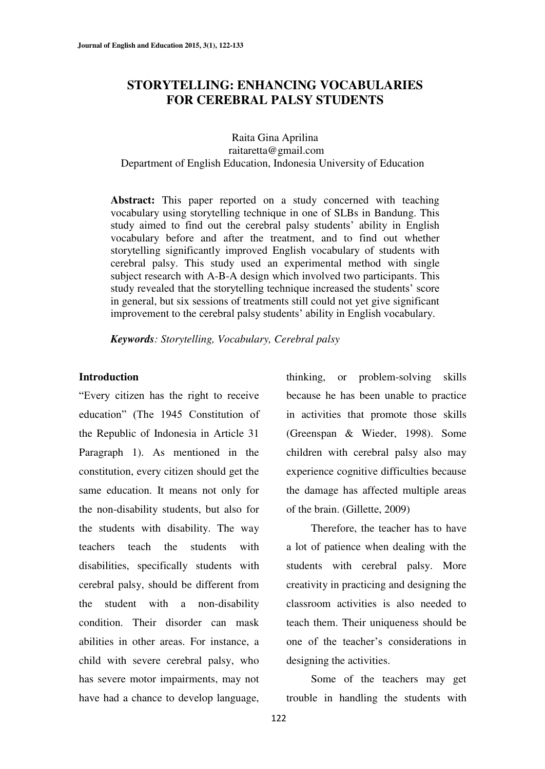# STORYTELLING: ENHANCING VOCABULARIES FOR CEREBRAL PALSY STUDENTS

Raita Gina Aprilina
raitaretta@gmail.com
Department of English Education, Indonesia University of Education

**Abstract:** This paper reported on a study concerned with teaching vocabulary using storytelling technique in one of SLBs in Bandung. This study aimed to find out the cerebral palsy students' ability in English vocabulary before and after the treatment, and to find out whether storytelling significantly improved English vocabulary of students with cerebral palsy. This study used an experimental method with single subject research with A-B-A design which involved two participants. This study revealed that the storytelling technique increased the students' score in general, but six sessions of treatments still could not yet give significant improvement to the cerebral palsy students' ability in English vocabulary.

***Keywords**: Storytelling, Vocabulary, Cerebral palsy*

## Introduction

"Every citizen has the right to receive education" (The 1945 Constitution of the Republic of Indonesia in Article 31 Paragraph 1). As mentioned in the constitution, every citizen should get the same education. It means not only for the non-disability students, but also for the students with disability. The way teachers teach the students with disabilities, specifically students with cerebral palsy, should be different from the student with a non-disability condition. Their disorder can mask abilities in other areas. For instance, a child with severe cerebral palsy, who has severe motor impairments, may not have had a chance to develop language, thinking, or problem-solving skills because he has been unable to practice in activities that promote those skills (Greenspan & Wieder, 1998). Some children with cerebral palsy also may experience cognitive difficulties because the damage has affected multiple areas of the brain. (Gillette, 2009)

Therefore, the teacher has to have a lot of patience when dealing with the students with cerebral palsy. More creativity in practicing and designing the classroom activities is also needed to teach them. Their uniqueness should be one of the teacher's considerations in designing the activities.

Some of the teachers may get trouble in handling the students with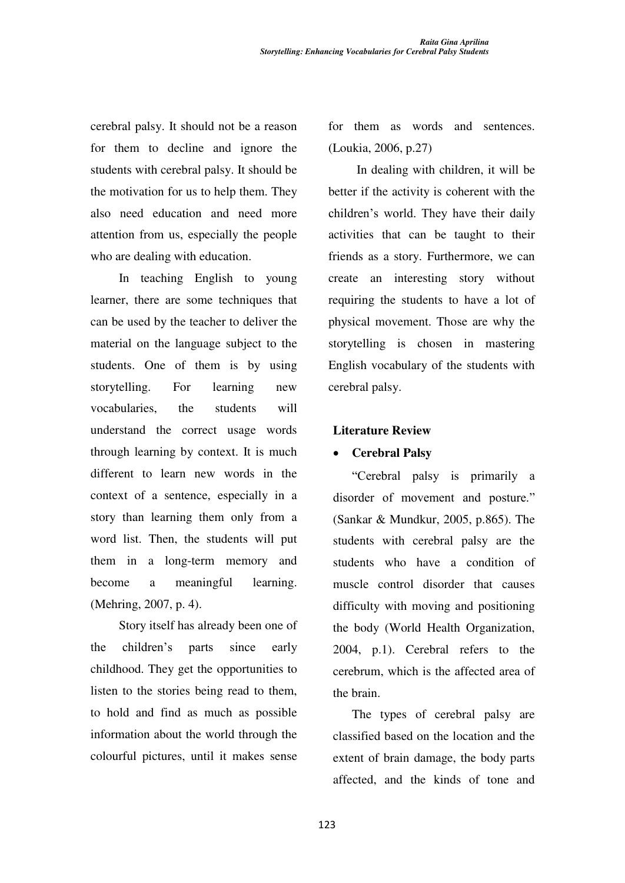cerebral palsy. It should not be a reason for them to decline and ignore the students with cerebral palsy. It should be the motivation for us to help them. They also need education and need more attention from us, especially the people who are dealing with education.

In teaching English to young learner, there are some techniques that can be used by the teacher to deliver the material on the language subject to the students. One of them is by using storytelling. For learning new vocabularies, the students will understand the correct usage words through learning by context. It is much different to learn new words in the context of a sentence, especially in a story than learning them only from a word list. Then, the students will put them in a long-term memory and become a meaningful learning. (Mehring, 2007, p. 4).

Story itself has already been one of the children's parts since early childhood. They get the opportunities to listen to the stories being read to them, to hold and find as much as possible information about the world through the colourful pictures, until it makes sense for them as words and sentences. (Loukia, 2006, p.27)

In dealing with children, it will be better if the activity is coherent with the children's world. They have their daily activities that can be taught to their friends as a story. Furthermore, we can create an interesting story without requiring the students to have a lot of physical movement. Those are why the storytelling is chosen in mastering English vocabulary of the students with cerebral palsy.

## Literature Review

- **Cerebral Palsy**

"Cerebral palsy is primarily a disorder of movement and posture." (Sankar & Mundkur, 2005, p.865). The students with cerebral palsy are the students who have a condition of muscle control disorder that causes difficulty with moving and positioning the body (World Health Organization, 2004, p.1). Cerebral refers to the cerebrum, which is the affected area of the brain.

The types of cerebral palsy are classified based on the location and the extent of brain damage, the body parts affected, and the kinds of tone and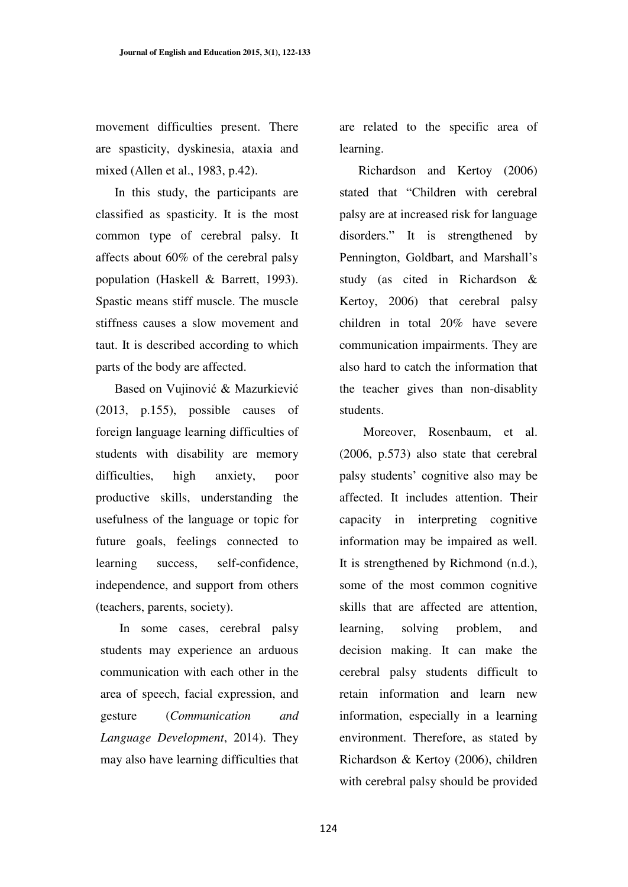movement difficulties present. There are spasticity, dyskinesia, ataxia and mixed (Allen et al., 1983, p.42).

In this study, the participants are classified as spasticity. It is the most common type of cerebral palsy. It affects about 60% of the cerebral palsy population (Haskell & Barrett, 1993). Spastic means stiff muscle. The muscle stiffness causes a slow movement and taut. It is described according to which parts of the body are affected.

Based on Vujinović & Mazurkiević (2013, p.155), possible causes of foreign language learning difficulties of students with disability are memory difficulties, high anxiety, poor productive skills, understanding the usefulness of the language or topic for future goals, feelings connected to learning success, self-confidence, independence, and support from others (teachers, parents, society).

In some cases, cerebral palsy students may experience an arduous communication with each other in the area of speech, facial expression, and gesture (*Communication and Language Development*, 2014). They may also have learning difficulties that are related to the specific area of learning.

Richardson and Kertoy (2006) stated that "Children with cerebral palsy are at increased risk for language disorders." It is strengthened by Pennington, Goldbart, and Marshall's study (as cited in Richardson & Kertoy, 2006) that cerebral palsy children in total 20% have severe communication impairments. They are also hard to catch the information that the teacher gives than non-disablity students.

Moreover, Rosenbaum, et al. (2006, p.573) also state that cerebral palsy students' cognitive also may be affected. It includes attention. Their capacity in interpreting cognitive information may be impaired as well. It is strengthened by Richmond (n.d.), some of the most common cognitive skills that are affected are attention, learning, solving problem, and decision making. It can make the cerebral palsy students difficult to retain information and learn new information, especially in a learning environment. Therefore, as stated by Richardson & Kertoy (2006), children with cerebral palsy should be provided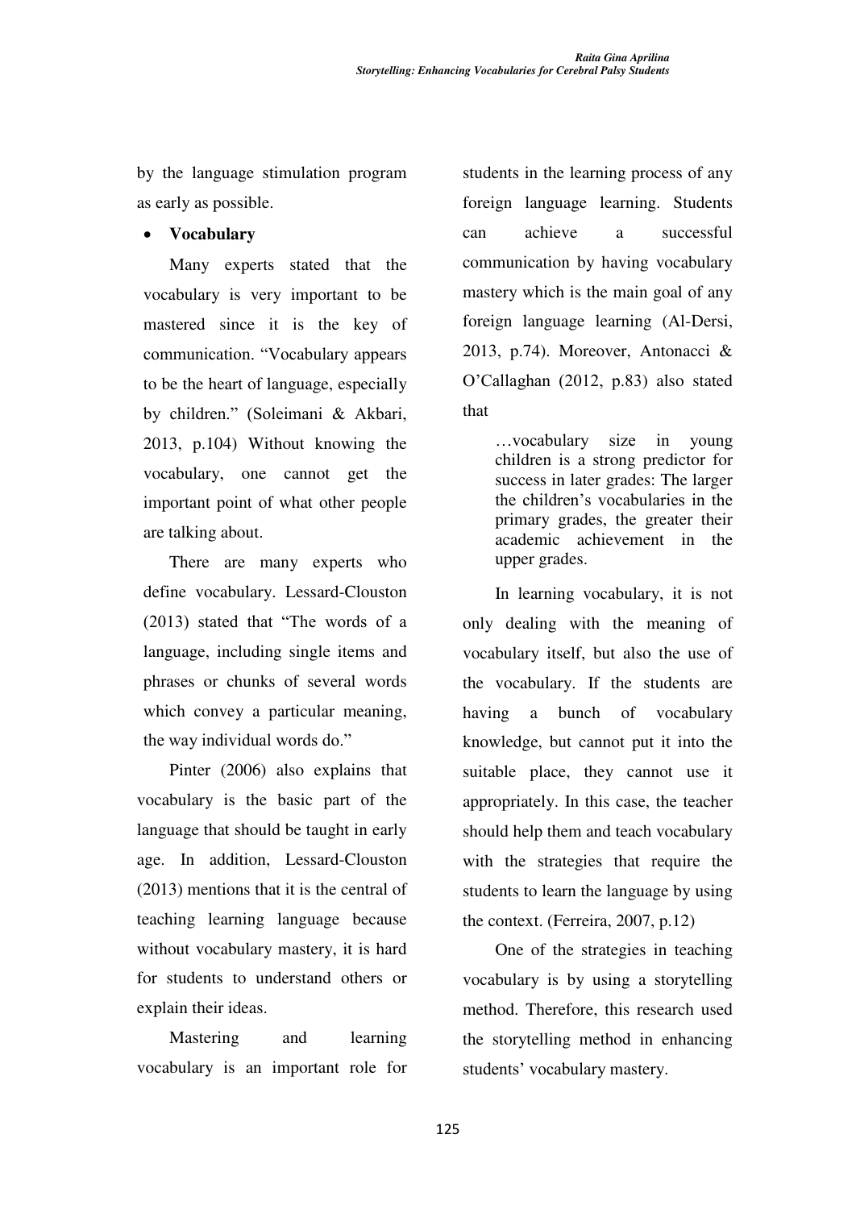by the language stimulation program as early as possible.

- **Vocabulary**

Many experts stated that the vocabulary is very important to be mastered since it is the key of communication. "Vocabulary appears to be the heart of language, especially by children." (Soleimani & Akbari, 2013, p.104) Without knowing the vocabulary, one cannot get the important point of what other people are talking about.

There are many experts who define vocabulary. Lessard-Clouston (2013) stated that "The words of a language, including single items and phrases or chunks of several words which convey a particular meaning, the way individual words do."

Pinter (2006) also explains that vocabulary is the basic part of the language that should be taught in early age. In addition, Lessard-Clouston (2013) mentions that it is the central of teaching learning language because without vocabulary mastery, it is hard for students to understand others or explain their ideas.

Mastering and learning vocabulary is an important role for students in the learning process of any foreign language learning. Students can achieve a successful communication by having vocabulary mastery which is the main goal of any foreign language learning (Al-Dersi, 2013, p.74). Moreover, Antonacci & O'Callaghan (2012, p.83) also stated that

> …vocabulary size in young children is a strong predictor for success in later grades: The larger the children's vocabularies in the primary grades, the greater their academic achievement in the upper grades.

In learning vocabulary, it is not only dealing with the meaning of vocabulary itself, but also the use of the vocabulary. If the students are having a bunch of vocabulary knowledge, but cannot put it into the suitable place, they cannot use it appropriately. In this case, the teacher should help them and teach vocabulary with the strategies that require the students to learn the language by using the context. (Ferreira, 2007, p.12)

One of the strategies in teaching vocabulary is by using a storytelling method. Therefore, this research used the storytelling method in enhancing students' vocabulary mastery.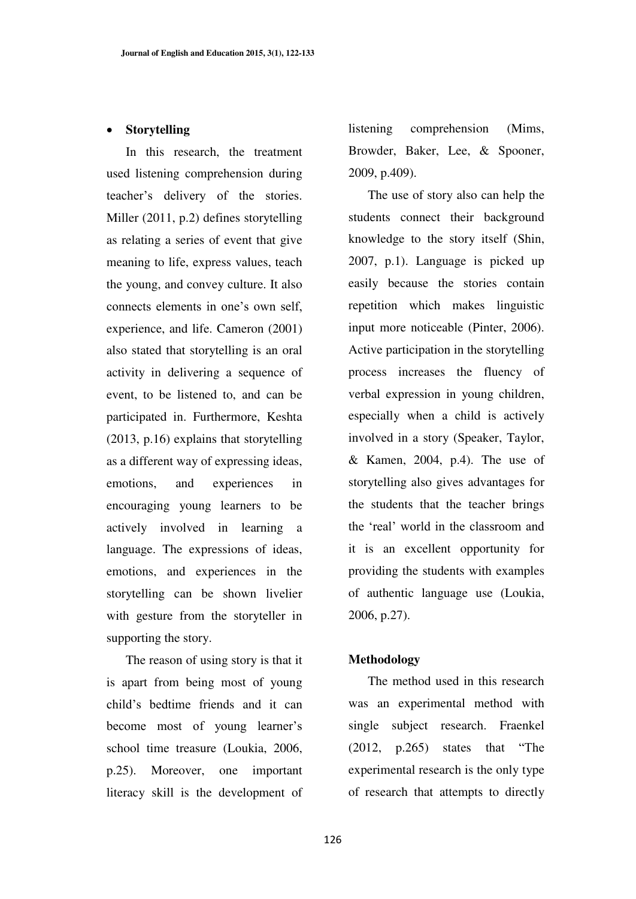- **Storytelling**

In this research, the treatment used listening comprehension during teacher's delivery of the stories. Miller (2011, p.2) defines storytelling as relating a series of event that give meaning to life, express values, teach the young, and convey culture. It also connects elements in one's own self, experience, and life. Cameron (2001) also stated that storytelling is an oral activity in delivering a sequence of event, to be listened to, and can be participated in. Furthermore, Keshta (2013, p.16) explains that storytelling as a different way of expressing ideas, emotions, and experiences in encouraging young learners to be actively involved in learning a language. The expressions of ideas, emotions, and experiences in the storytelling can be shown livelier with gesture from the storyteller in supporting the story.

The reason of using story is that it is apart from being most of young child's bedtime friends and it can become most of young learner's school time treasure (Loukia, 2006, p.25). Moreover, one important literacy skill is the development of listening comprehension (Mims, Browder, Baker, Lee, & Spooner, 2009, p.409).

The use of story also can help the students connect their background knowledge to the story itself (Shin, 2007, p.1). Language is picked up easily because the stories contain repetition which makes linguistic input more noticeable (Pinter, 2006). Active participation in the storytelling process increases the fluency of verbal expression in young children, especially when a child is actively involved in a story (Speaker, Taylor, & Kamen, 2004, p.4). The use of storytelling also gives advantages for the students that the teacher brings the 'real' world in the classroom and it is an excellent opportunity for providing the students with examples of authentic language use (Loukia, 2006, p.27).

## Methodology

The method used in this research was an experimental method with single subject research. Fraenkel (2012, p.265) states that "The experimental research is the only type of research that attempts to directly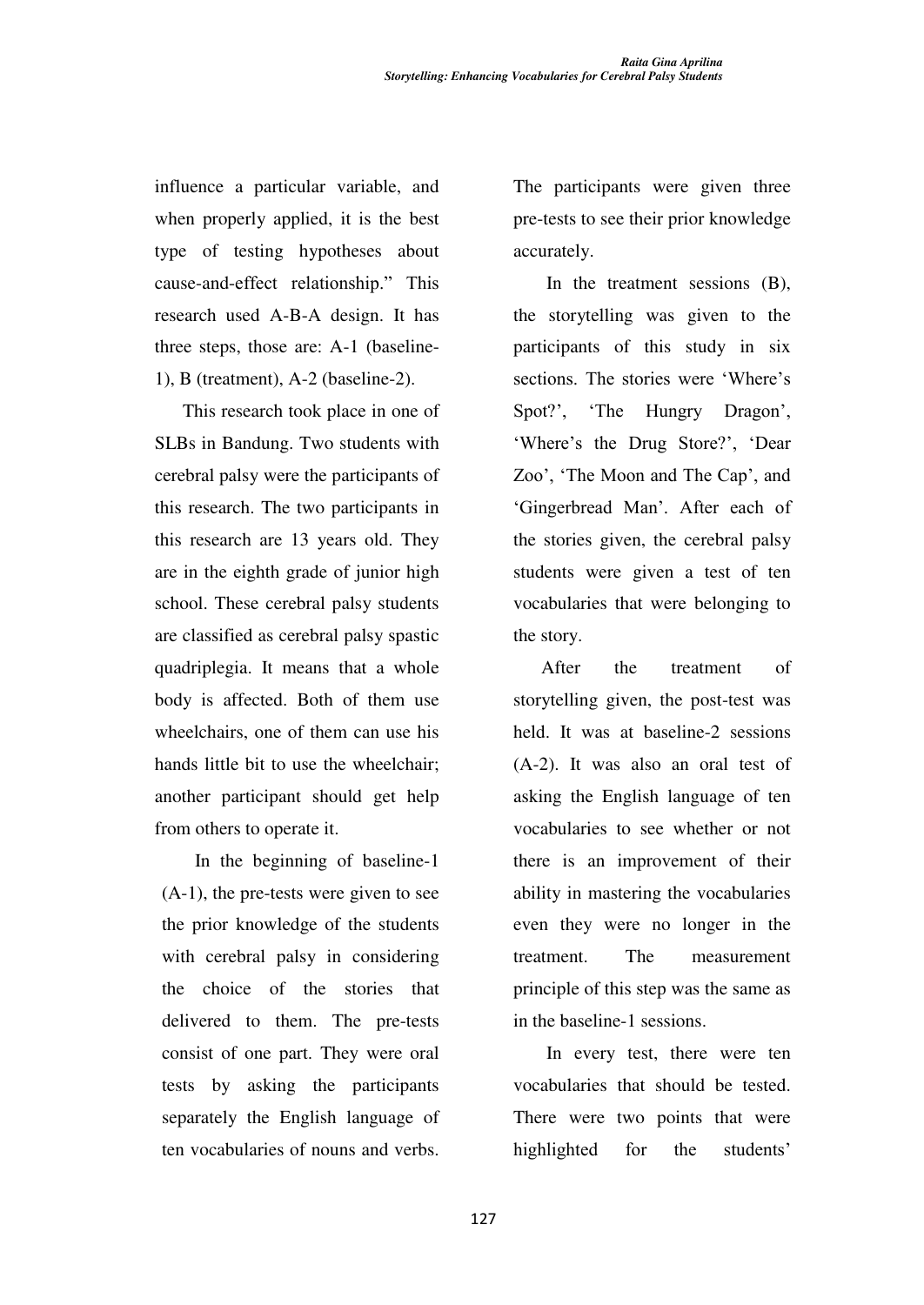influence a particular variable, and when properly applied, it is the best type of testing hypotheses about cause-and-effect relationship." This research used A-B-A design. It has three steps, those are: A-1 (baseline-1), B (treatment), A-2 (baseline-2).

This research took place in one of SLBs in Bandung. Two students with cerebral palsy were the participants of this research. The two participants in this research are 13 years old. They are in the eighth grade of junior high school. These cerebral palsy students are classified as cerebral palsy spastic quadriplegia. It means that a whole body is affected. Both of them use wheelchairs, one of them can use his hands little bit to use the wheelchair; another participant should get help from others to operate it.

In the beginning of baseline-1 (A-1), the pre-tests were given to see the prior knowledge of the students with cerebral palsy in considering the choice of the stories that delivered to them. The pre-tests consist of one part. They were oral tests by asking the participants separately the English language of ten vocabularies of nouns and verbs. The participants were given three pre-tests to see their prior knowledge accurately.

In the treatment sessions (B), the storytelling was given to the participants of this study in six sections. The stories were 'Where's Spot?', 'The Hungry Dragon', 'Where's the Drug Store?', 'Dear Zoo', 'The Moon and The Cap', and 'Gingerbread Man'. After each of the stories given, the cerebral palsy students were given a test of ten vocabularies that were belonging to the story.

After the treatment of storytelling given, the post-test was held. It was at baseline-2 sessions (A-2). It was also an oral test of asking the English language of ten vocabularies to see whether or not there is an improvement of their ability in mastering the vocabularies even they were no longer in the treatment. The measurement principle of this step was the same as in the baseline-1 sessions.

In every test, there were ten vocabularies that should be tested. There were two points that were highlighted for the students'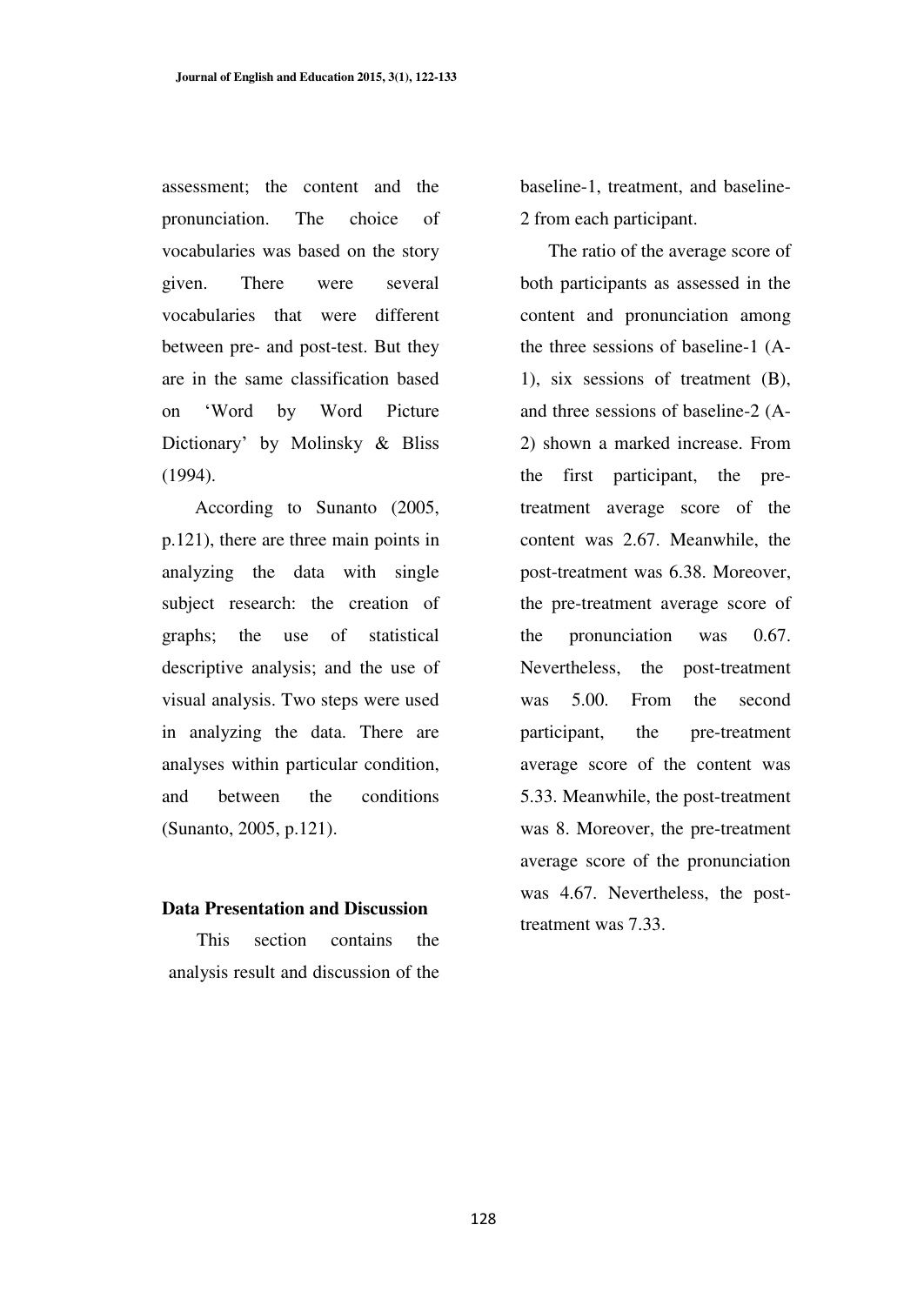assessment; the content and the pronunciation. The choice of vocabularies was based on the story given. There were several vocabularies that were different between pre- and post-test. But they are in the same classification based on 'Word by Word Picture Dictionary' by Molinsky & Bliss (1994).

According to Sunanto (2005, p.121), there are three main points in analyzing the data with single subject research: the creation of graphs; the use of statistical descriptive analysis; and the use of visual analysis. Two steps were used in analyzing the data. There are analyses within particular condition, and between the conditions (Sunanto, 2005, p.121).

## Data Presentation and Discussion

This section contains the analysis result and discussion of the baseline-1, treatment, and baseline-2 from each participant.

The ratio of the average score of both participants as assessed in the content and pronunciation among the three sessions of baseline-1 (A-1), six sessions of treatment (B), and three sessions of baseline-2 (A-2) shown a marked increase. From the first participant, the pre-treatment average score of the content was 2.67. Meanwhile, the post-treatment was 6.38. Moreover, the pre-treatment average score of the pronunciation was 0.67. Nevertheless, the post-treatment was 5.00. From the second participant, the pre-treatment average score of the content was 5.33. Meanwhile, the post-treatment was 8. Moreover, the pre-treatment average score of the pronunciation was 4.67. Nevertheless, the post-treatment was 7.33.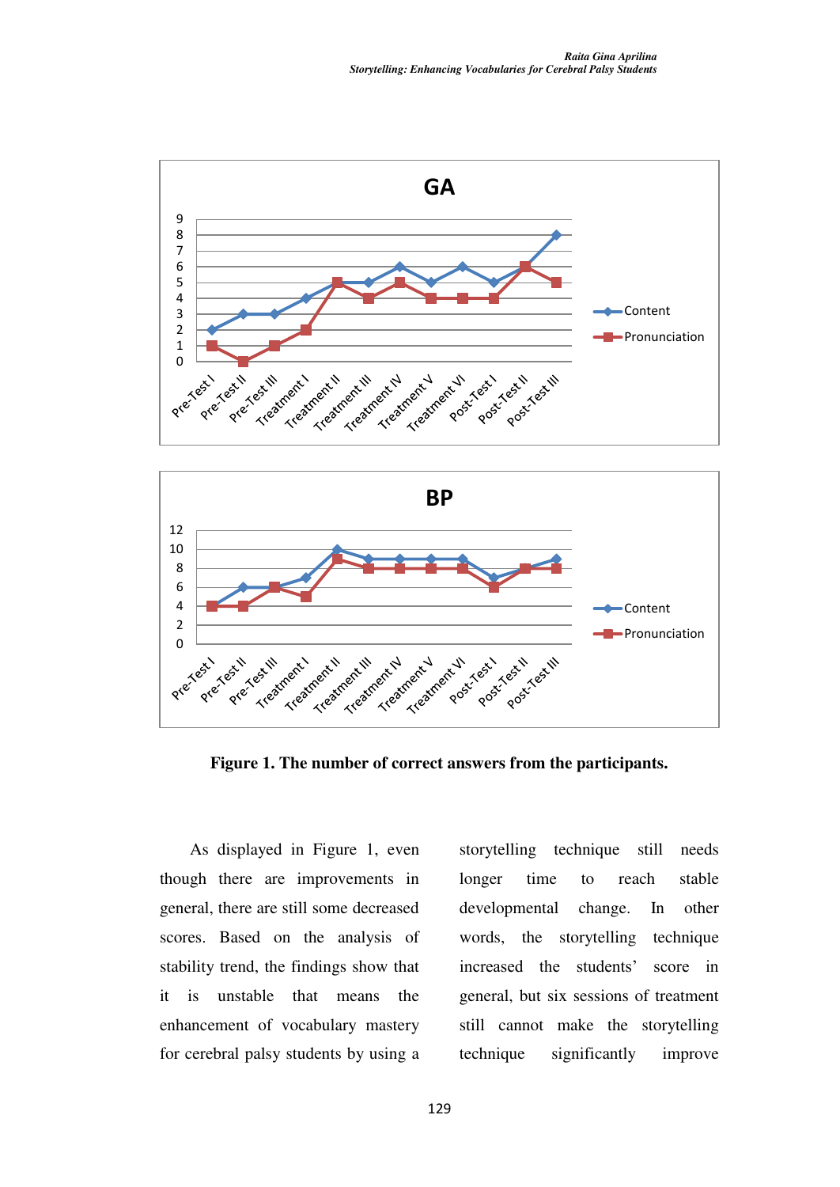GA

9
8
7
6
5
4
3
2
1
0

Pre-Test I
Pre-Test II
Pre-Test III
Treatment I
Treatment II
Treatment III
Treatment IV
Treatment V
Treatment VI
Post-Test I
Post-Test II
Post-Test III

Content
Pronunciation

BP

12
10
8
6
4
2
0

Pre-Test I
Pre-Test II
Pre-Test III
Treatment I
Treatment II
Treatment III
Treatment IV
Treatment V
Treatment VI
Post-Test I
Post-Test II
Post-Test III

Content
Pronunciation

**Figure 1. The number of correct answers from the participants.**

As displayed in Figure 1, even though there are improvements in general, there are still some decreased scores. Based on the analysis of stability trend, the findings show that it is unstable that means the enhancement of vocabulary mastery for cerebral palsy students by using a storytelling technique still needs longer time to reach stable developmental change. In other words, the storytelling technique increased the students' score in general, but six sessions of treatment still cannot make the storytelling technique significantly improve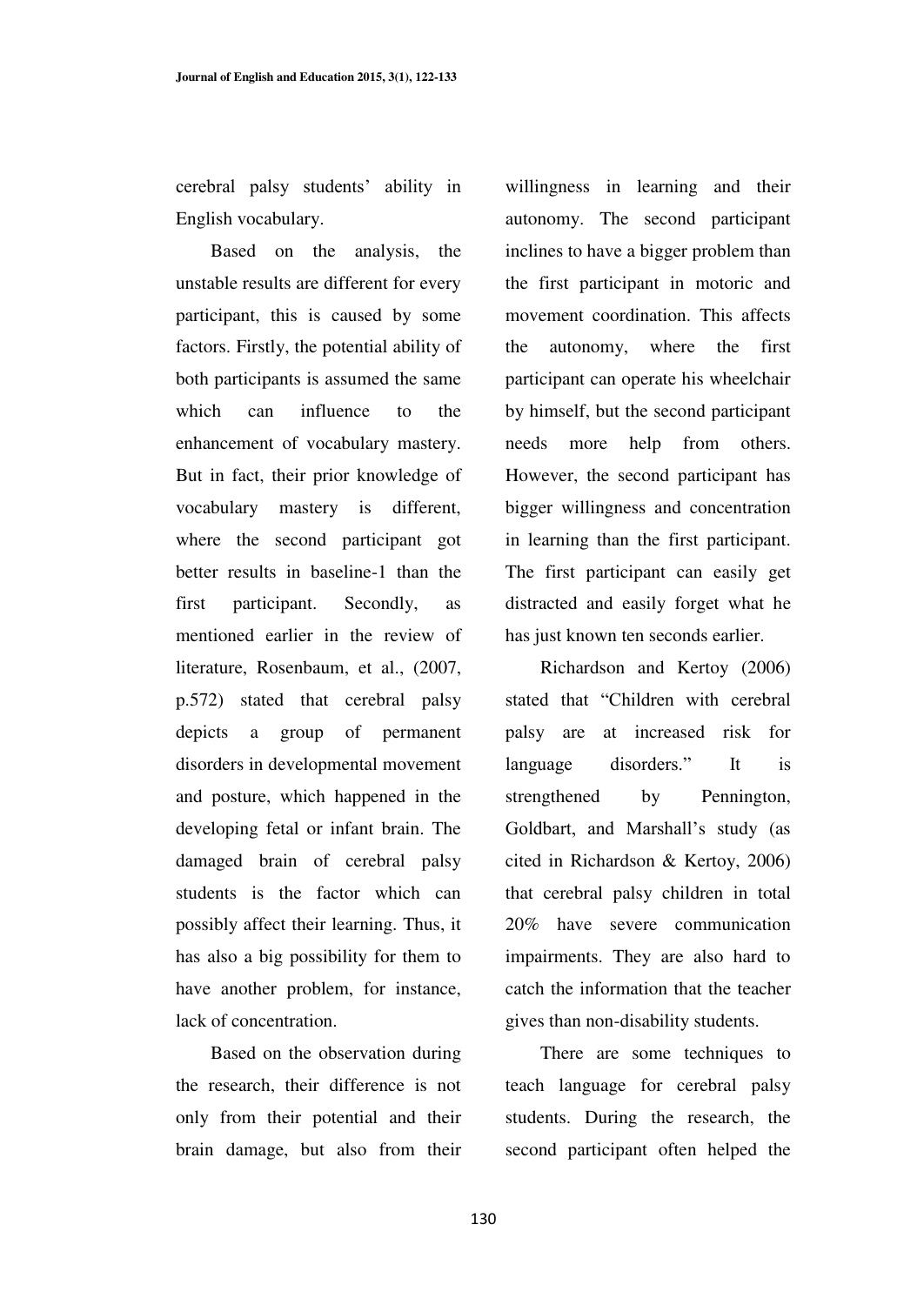cerebral palsy students' ability in English vocabulary.

Based on the analysis, the unstable results are different for every participant, this is caused by some factors. Firstly, the potential ability of both participants is assumed the same which can influence to the enhancement of vocabulary mastery. But in fact, their prior knowledge of vocabulary mastery is different, where the second participant got better results in baseline-1 than the first participant. Secondly, as mentioned earlier in the review of literature, Rosenbaum, et al., (2007, p.572) stated that cerebral palsy depicts a group of permanent disorders in developmental movement and posture, which happened in the developing fetal or infant brain. The damaged brain of cerebral palsy students is the factor which can possibly affect their learning. Thus, it has also a big possibility for them to have another problem, for instance, lack of concentration.

Based on the observation during the research, their difference is not only from their potential and their brain damage, but also from their willingness in learning and their autonomy. The second participant inclines to have a bigger problem than the first participant in motoric and movement coordination. This affects the autonomy, where the first participant can operate his wheelchair by himself, but the second participant needs more help from others. However, the second participant has bigger willingness and concentration in learning than the first participant. The first participant can easily get distracted and easily forget what he has just known ten seconds earlier.

Richardson and Kertoy (2006) stated that "Children with cerebral palsy are at increased risk for language disorders." It is strengthened by Pennington, Goldbart, and Marshall's study (as cited in Richardson & Kertoy, 2006) that cerebral palsy children in total 20% have severe communication impairments. They are also hard to catch the information that the teacher gives than non-disability students.

There are some techniques to teach language for cerebral palsy students. During the research, the second participant often helped the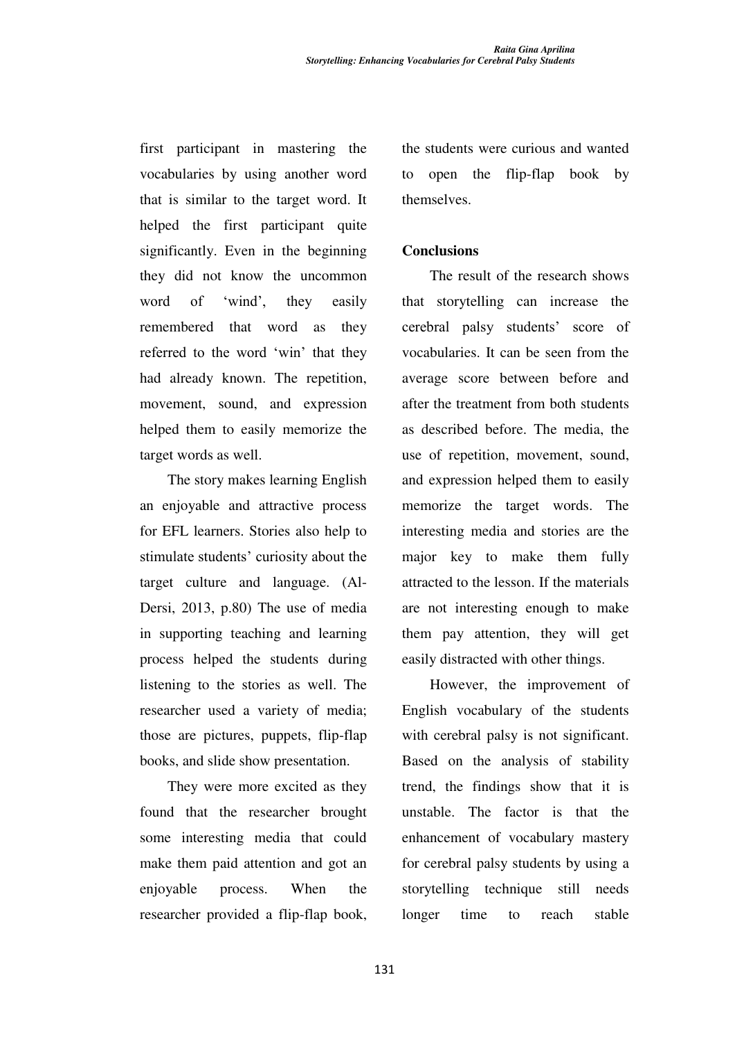first participant in mastering the vocabularies by using another word that is similar to the target word. It helped the first participant quite significantly. Even in the beginning they did not know the uncommon word of 'wind', they easily remembered that word as they referred to the word 'win' that they had already known. The repetition, movement, sound, and expression helped them to easily memorize the target words as well.

The story makes learning English an enjoyable and attractive process for EFL learners. Stories also help to stimulate students' curiosity about the target culture and language. (Al-Dersi, 2013, p.80) The use of media in supporting teaching and learning process helped the students during listening to the stories as well. The researcher used a variety of media; those are pictures, puppets, flip-flap books, and slide show presentation.

They were more excited as they found that the researcher brought some interesting media that could make them paid attention and got an enjoyable process. When the researcher provided a flip-flap book, the students were curious and wanted to open the flip-flap book by themselves.

## Conclusions

The result of the research shows that storytelling can increase the cerebral palsy students' score of vocabularies. It can be seen from the average score between before and after the treatment from both students as described before. The media, the use of repetition, movement, sound, and expression helped them to easily memorize the target words. The interesting media and stories are the major key to make them fully attracted to the lesson. If the materials are not interesting enough to make them pay attention, they will get easily distracted with other things.

However, the improvement of English vocabulary of the students with cerebral palsy is not significant. Based on the analysis of stability trend, the findings show that it is unstable. The factor is that the enhancement of vocabulary mastery for cerebral palsy students by using a storytelling technique still needs longer time to reach stable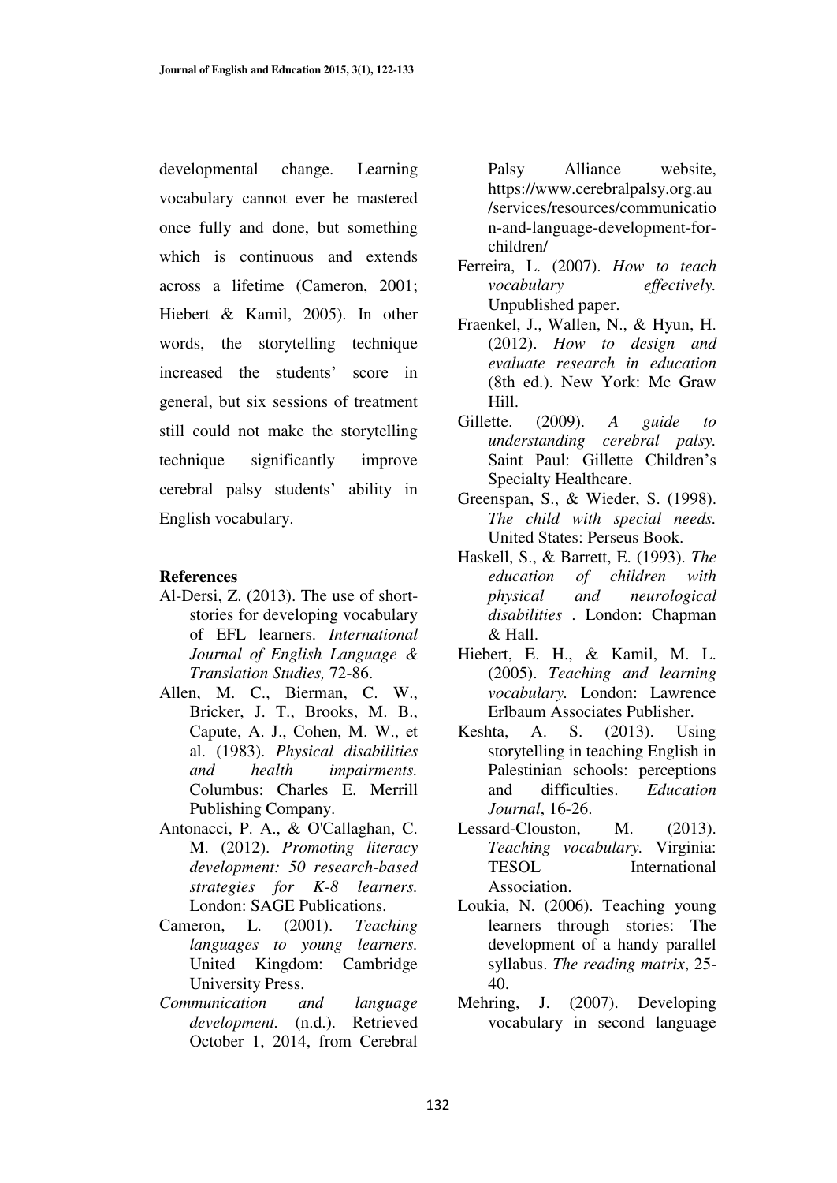developmental change. Learning vocabulary cannot ever be mastered once fully and done, but something which is continuous and extends across a lifetime (Cameron, 2001; Hiebert & Kamil, 2005). In other words, the storytelling technique increased the students' score in general, but six sessions of treatment still could not make the storytelling technique significantly improve cerebral palsy students' ability in English vocabulary.

## References

Al-Dersi, Z. (2013). The use of short-stories for developing vocabulary of EFL learners. *International Journal of English Language & Translation Studies,* 72-86.

Allen, M. C., Bierman, C. W., Bricker, J. T., Brooks, M. B., Capute, A. J., Cohen, M. W., et al. (1983). *Physical disabilities and health impairments.* Columbus: Charles E. Merrill Publishing Company.

Antonacci, P. A., & O'Callaghan, C. M. (2012). *Promoting literacy development: 50 research-based strategies for K-8 learners.* London: SAGE Publications.

Cameron, L. (2001). *Teaching languages to young learners.* United Kingdom: Cambridge University Press.

*Communication and language development.* (n.d.). Retrieved October 1, 2014, from Cerebral Palsy Alliance website, https://www.cerebralpalsy.org.au/services/resources/communication-and-language-development-for-children/

Ferreira, L. (2007). *How to teach vocabulary effectively.* Unpublished paper.

Fraenkel, J., Wallen, N., & Hyun, H. (2012). *How to design and evaluate research in education* (8th ed.). New York: Mc Graw Hill.

Gillette. (2009). *A guide to understanding cerebral palsy.* Saint Paul: Gillette Children's Specialty Healthcare.

Greenspan, S., & Wieder, S. (1998). *The child with special needs.* United States: Perseus Book.

Haskell, S., & Barrett, E. (1993). *The education of children with physical and neurological disabilities* . London: Chapman & Hall.

Hiebert, E. H., & Kamil, M. L. (2005). *Teaching and learning vocabulary.* London: Lawrence Erlbaum Associates Publisher.

Keshta, A. S. (2013). Using storytelling in teaching English in Palestinian schools: perceptions and difficulties. *Education Journal*, 16-26.

Lessard-Clouston, M. (2013). *Teaching vocabulary.* Virginia: TESOL International Association.

Loukia, N. (2006). Teaching young learners through stories: The development of a handy parallel syllabus. *The reading matrix*, 25-40.

Mehring, J. (2007). Developing vocabulary in second language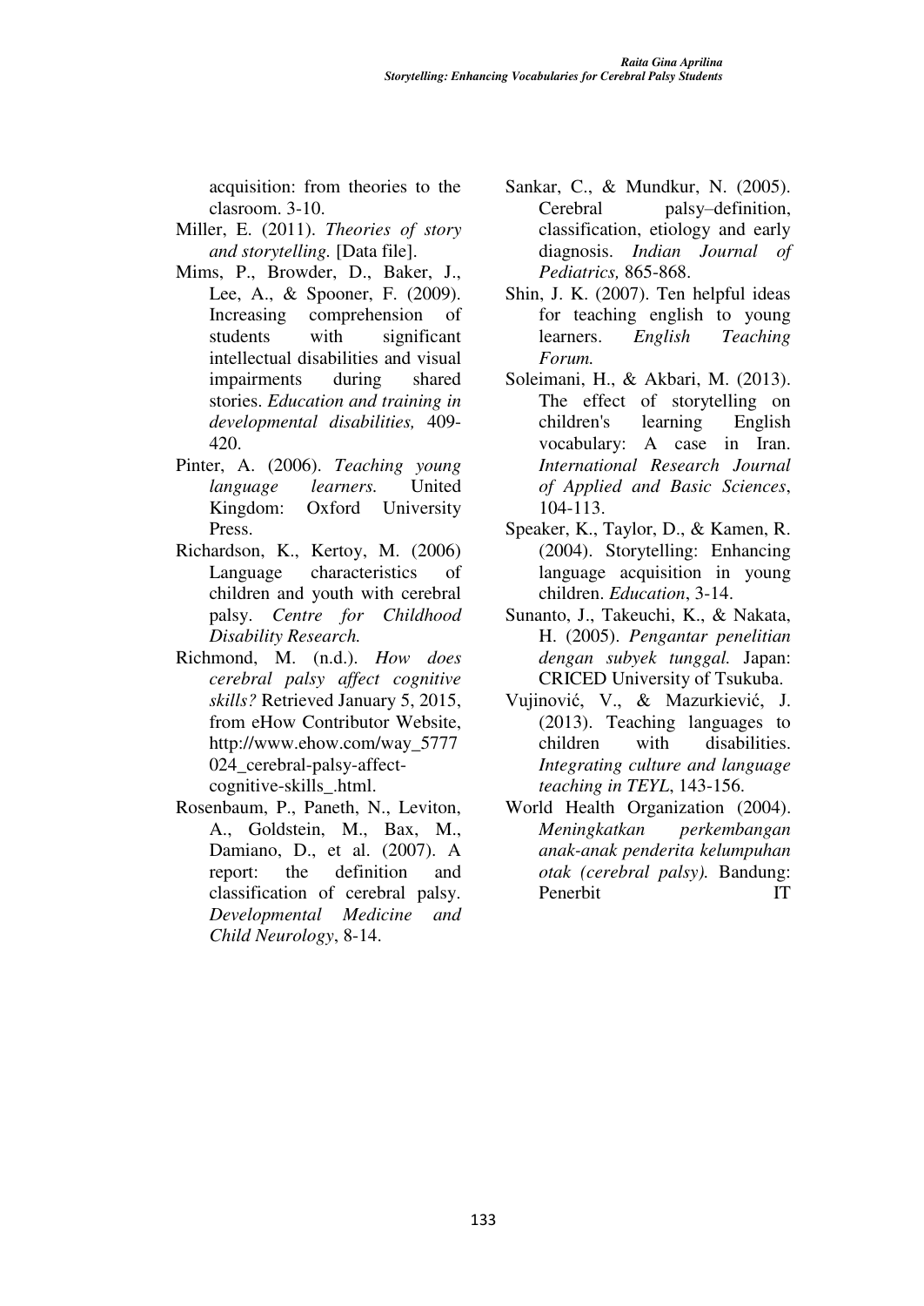acquisition: from theories to the clasroom. 3-10.

Miller, E. (2011). *Theories of story and storytelling.* [Data file].

Mims, P., Browder, D., Baker, J., Lee, A., & Spooner, F. (2009). Increasing comprehension of students with significant intellectual disabilities and visual impairments during shared stories. *Education and training in developmental disabilities,* 409-420.

Pinter, A. (2006). *Teaching young language learners.* United Kingdom: Oxford University Press.

Richardson, K., Kertoy, M. (2006) Language characteristics of children and youth with cerebral palsy. *Centre for Childhood Disability Research.*

Richmond, M. (n.d.). *How does cerebral palsy affect cognitive skills?* Retrieved January 5, 2015, from eHow Contributor Website, http://www.ehow.com/way_5777024_cerebral-palsy-affect-cognitive-skills_.html.

Rosenbaum, P., Paneth, N., Leviton, A., Goldstein, M., Bax, M., Damiano, D., et al. (2007). A report: the definition and classification of cerebral palsy. *Developmental Medicine and Child Neurology*, 8-14.

Sankar, C., & Mundkur, N. (2005). Cerebral palsy–definition, classification, etiology and early diagnosis. *Indian Journal of Pediatrics,* 865-868.

Shin, J. K. (2007). Ten helpful ideas for teaching english to young learners. *English Teaching Forum.*

Soleimani, H., & Akbari, M. (2013). The effect of storytelling on children's learning English vocabulary: A case in Iran. *International Research Journal of Applied and Basic Sciences*, 104-113.

Speaker, K., Taylor, D., & Kamen, R. (2004). Storytelling: Enhancing language acquisition in young children. *Education*, 3-14.

Sunanto, J., Takeuchi, K., & Nakata, H. (2005). *Pengantar penelitian dengan subyek tunggal.* Japan: CRICED University of Tsukuba.

Vujinović, V., & Mazurkiević, J. (2013). Teaching languages to children with disabilities. *Integrating culture and language teaching in TEYL*, 143-156.

World Health Organization (2004). *Meningkatkan perkembangan anak-anak penderita kelumpuhan otak (cerebral palsy).* Bandung: Penerbit IT